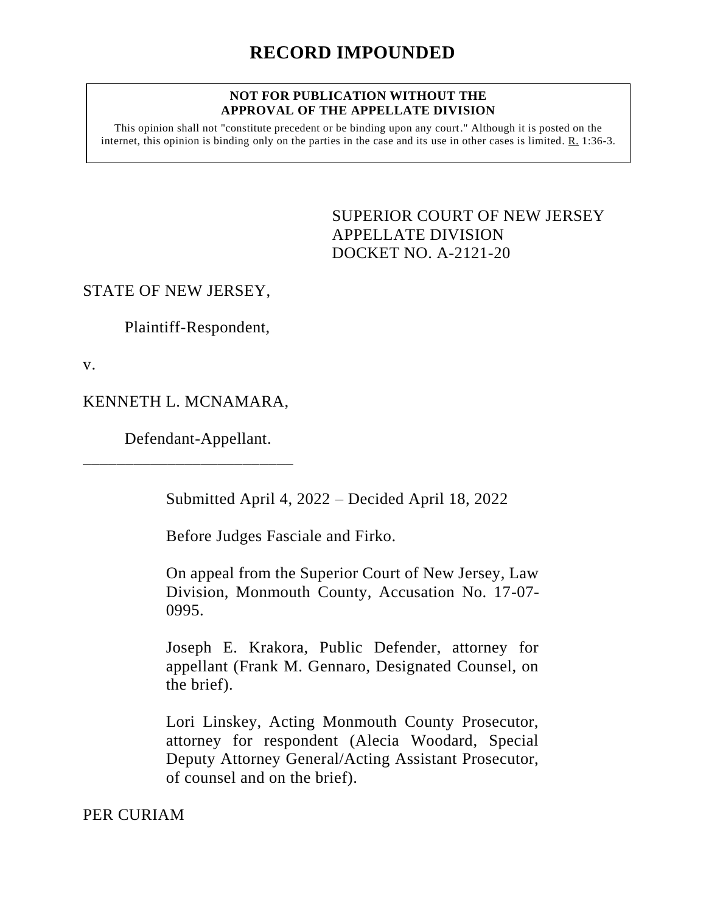# RECORD IMPOUNDED

**NOT FOR PUBLICATION WITHOUT THE APPROVAL OF THE APPELLATE DIVISION**

This opinion shall not "constitute precedent or be binding upon any court." Although it is posted on the internet, this opinion is binding only on the parties in the case and its use in other cases is limited. R. 1:36-3.

SUPERIOR COURT OF NEW JERSEY
APPELLATE DIVISION
DOCKET NO. A-2121-20

STATE OF NEW JERSEY,

Plaintiff-Respondent,

v.

KENNETH L. MCNAMARA,

Defendant-Appellant.

\_\_\_\_\_\_\_\_\_\_\_\_\_\_\_\_\_\_\_\_\_\_\_\_\_\_

Submitted April 4, 2022 – Decided April 18, 2022

Before Judges Fasciale and Firko.

On appeal from the Superior Court of New Jersey, Law Division, Monmouth County, Accusation No. 17-07-0995.

Joseph E. Krakora, Public Defender, attorney for appellant (Frank M. Gennaro, Designated Counsel, on the brief).

Lori Linskey, Acting Monmouth County Prosecutor, attorney for respondent (Alecia Woodard, Special Deputy Attorney General/Acting Assistant Prosecutor, of counsel and on the brief).

PER CURIAM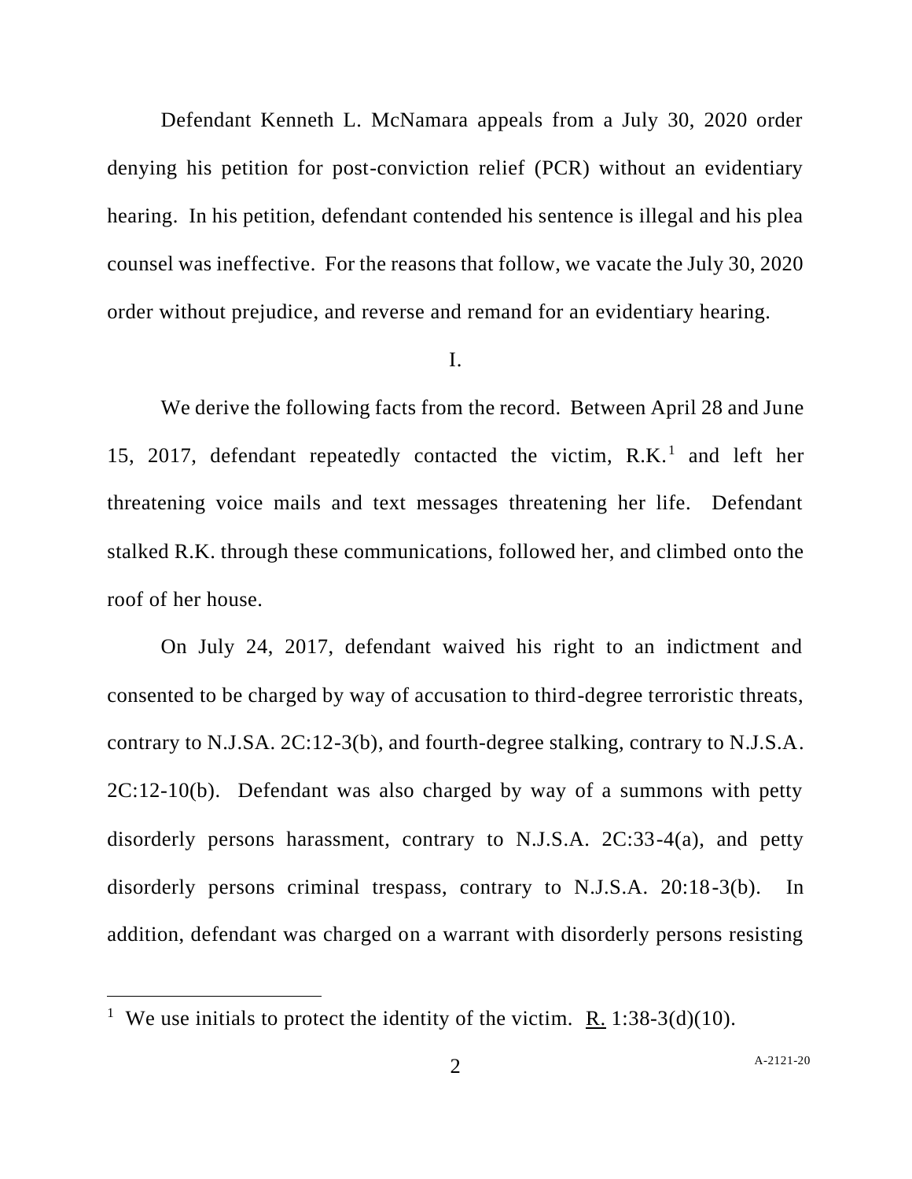Defendant Kenneth L. McNamara appeals from a July 30, 2020 order denying his petition for post-conviction relief (PCR) without an evidentiary hearing. In his petition, defendant contended his sentence is illegal and his plea counsel was ineffective. For the reasons that follow, we vacate the July 30, 2020 order without prejudice, and reverse and remand for an evidentiary hearing.

I.

We derive the following facts from the record. Between April 28 and June 15, 2017, defendant repeatedly contacted the victim, R.K.[1] and left her threatening voice mails and text messages threatening her life. Defendant stalked R.K. through these communications, followed her, and climbed onto the roof of her house.

On July 24, 2017, defendant waived his right to an indictment and consented to be charged by way of accusation to third-degree terroristic threats, contrary to N.J.SA. 2C:12-3(b), and fourth-degree stalking, contrary to N.J.S.A. 2C:12-10(b). Defendant was also charged by way of a summons with petty disorderly persons harassment, contrary to N.J.S.A. 2C:33-4(a), and petty disorderly persons criminal trespass, contrary to N.J.S.A. 20:18-3(b). In addition, defendant was charged on a warrant with disorderly persons resisting

[1] We use initials to protect the identity of the victim. R. 1:38-3(d)(10).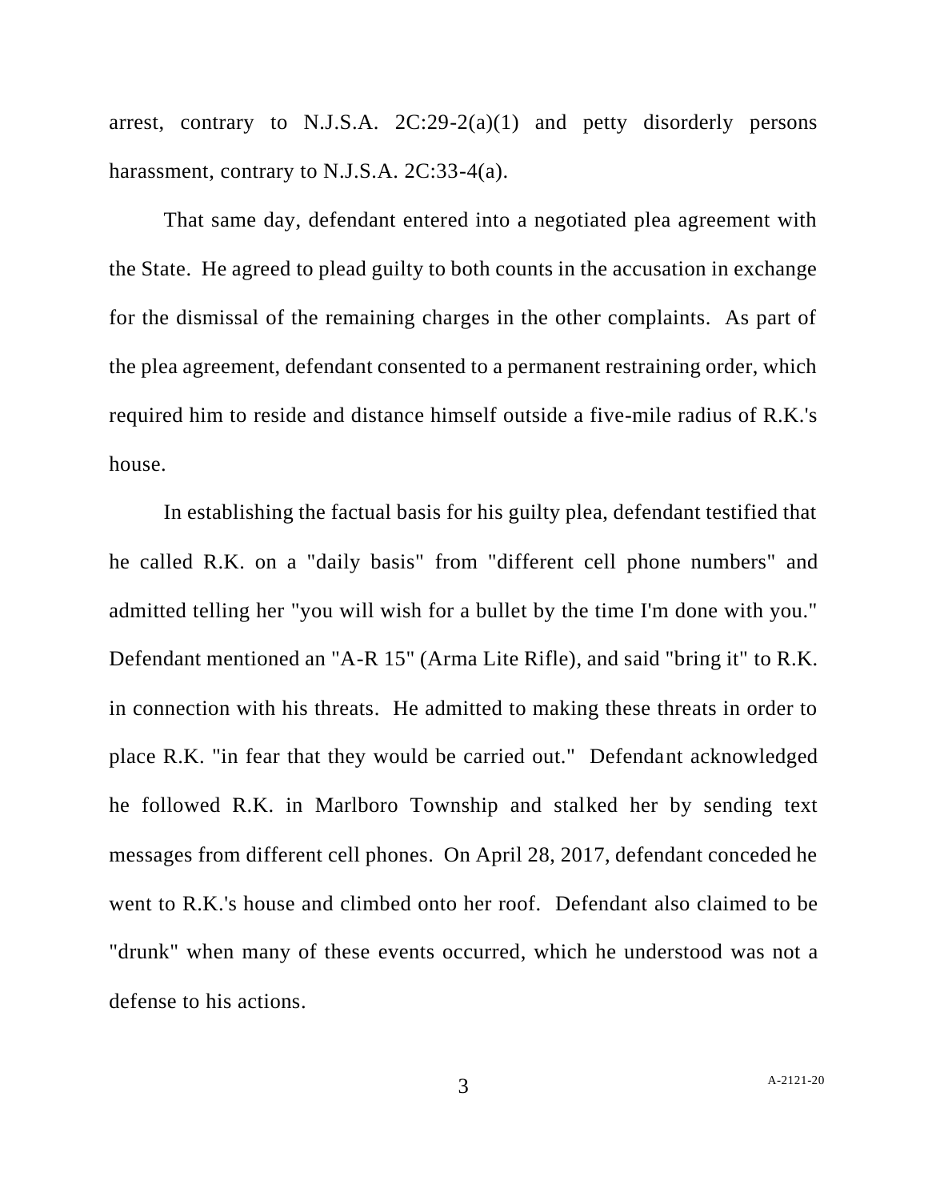arrest, contrary to N.J.S.A. 2C:29-2(a)(1) and petty disorderly persons harassment, contrary to N.J.S.A. 2C:33-4(a).

That same day, defendant entered into a negotiated plea agreement with the State. He agreed to plead guilty to both counts in the accusation in exchange for the dismissal of the remaining charges in the other complaints. As part of the plea agreement, defendant consented to a permanent restraining order, which required him to reside and distance himself outside a five-mile radius of R.K.'s house.

In establishing the factual basis for his guilty plea, defendant testified that he called R.K. on a "daily basis" from "different cell phone numbers" and admitted telling her "you will wish for a bullet by the time I'm done with you." Defendant mentioned an "A-R 15" (Arma Lite Rifle), and said "bring it" to R.K. in connection with his threats. He admitted to making these threats in order to place R.K. "in fear that they would be carried out." Defendant acknowledged he followed R.K. in Marlboro Township and stalked her by sending text messages from different cell phones. On April 28, 2017, defendant conceded he went to R.K.'s house and climbed onto her roof. Defendant also claimed to be "drunk" when many of these events occurred, which he understood was not a defense to his actions.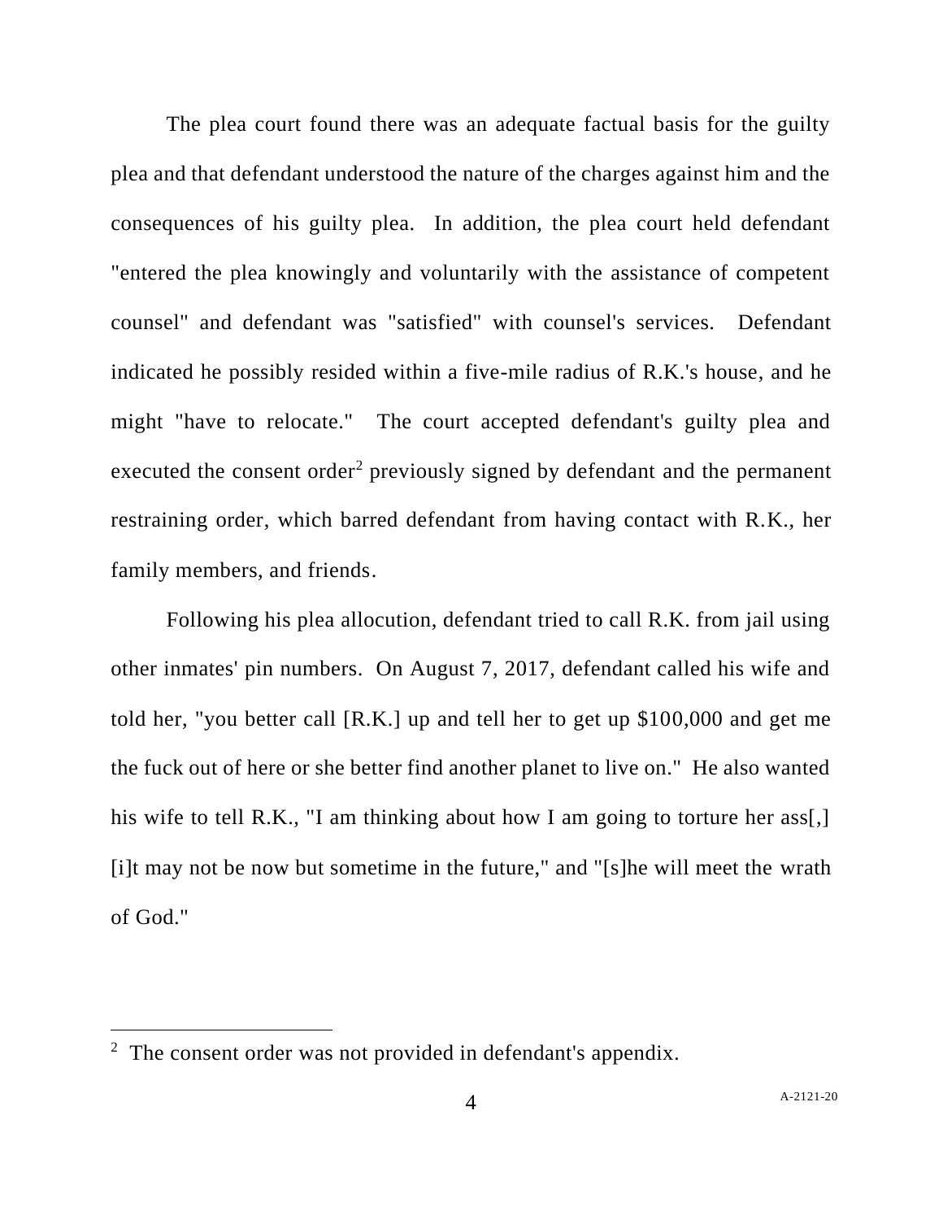The plea court found there was an adequate factual basis for the guilty plea and that defendant understood the nature of the charges against him and the consequences of his guilty plea. In addition, the plea court held defendant "entered the plea knowingly and voluntarily with the assistance of competent counsel" and defendant was "satisfied" with counsel's services. Defendant indicated he possibly resided within a five-mile radius of R.K.'s house, and he might "have to relocate." The court accepted defendant's guilty plea and executed the consent order[2] previously signed by defendant and the permanent restraining order, which barred defendant from having contact with R.K., her family members, and friends.

Following his plea allocution, defendant tried to call R.K. from jail using other inmates' pin numbers. On August 7, 2017, defendant called his wife and told her, "you better call [R.K.] up and tell her to get up $100,000 and get me the fuck out of here or she better find another planet to live on." He also wanted his wife to tell R.K., "I am thinking about how I am going to torture her ass[,] [i]t may not be now but sometime in the future," and "[s]he will meet the wrath of God."

---

[2] The consent order was not provided in defendant's appendix.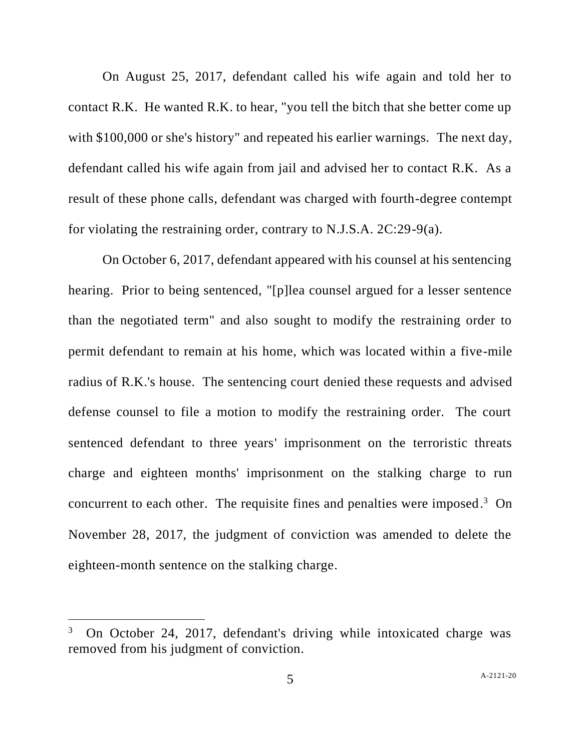On August 25, 2017, defendant called his wife again and told her to contact R.K. He wanted R.K. to hear, "you tell the bitch that she better come up with $100,000 or she's history" and repeated his earlier warnings. The next day, defendant called his wife again from jail and advised her to contact R.K. As a result of these phone calls, defendant was charged with fourth-degree contempt for violating the restraining order, contrary to N.J.S.A. 2C:29-9(a).

On October 6, 2017, defendant appeared with his counsel at his sentencing hearing. Prior to being sentenced, "[p]lea counsel argued for a lesser sentence than the negotiated term" and also sought to modify the restraining order to permit defendant to remain at his home, which was located within a five-mile radius of R.K.'s house. The sentencing court denied these requests and advised defense counsel to file a motion to modify the restraining order. The court sentenced defendant to three years' imprisonment on the terroristic threats charge and eighteen months' imprisonment on the stalking charge to run concurrent to each other. The requisite fines and penalties were imposed.[3] On November 28, 2017, the judgment of conviction was amended to delete the eighteen-month sentence on the stalking charge.

---

[3] On October 24, 2017, defendant's driving while intoxicated charge was removed from his judgment of conviction.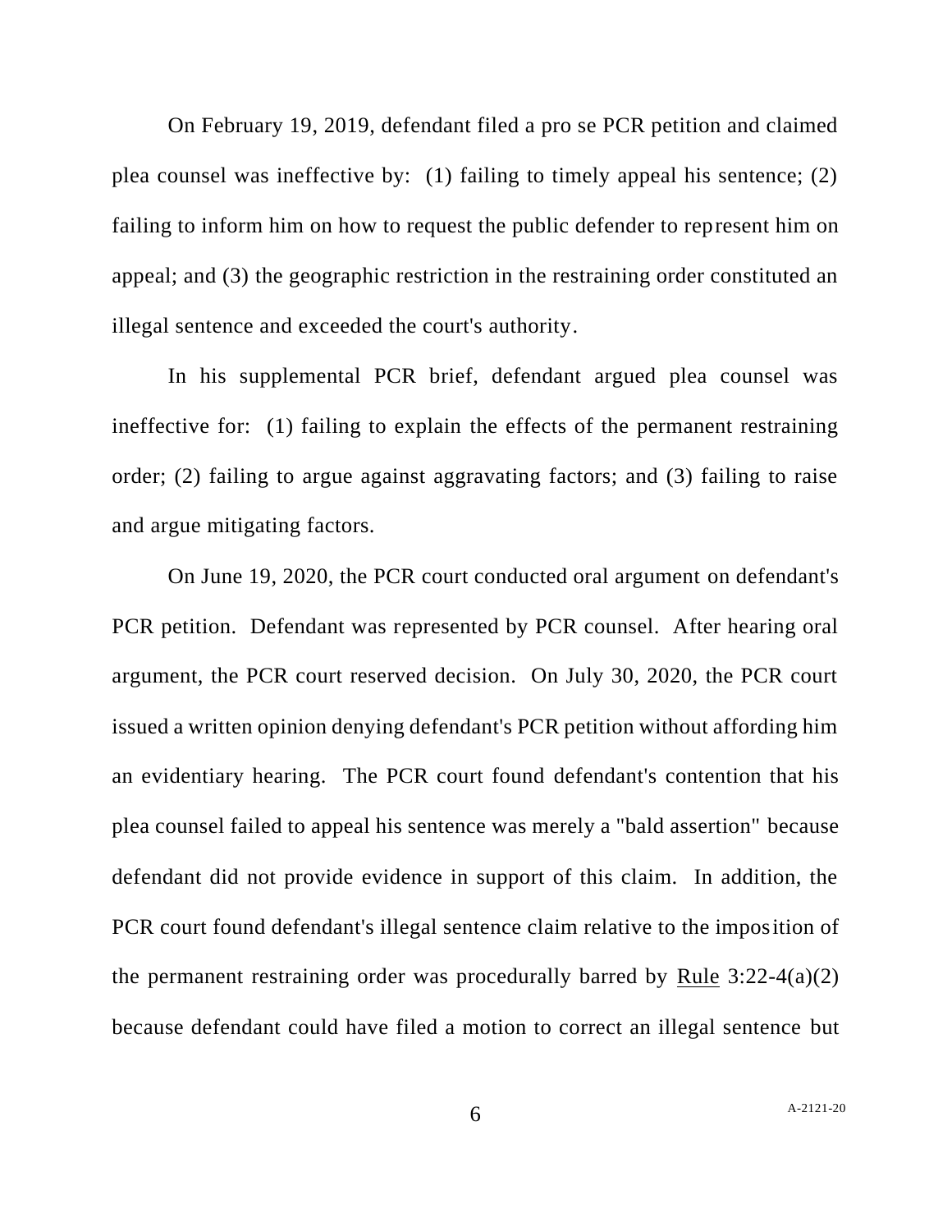On February 19, 2019, defendant filed a pro se PCR petition and claimed plea counsel was ineffective by: (1) failing to timely appeal his sentence; (2) failing to inform him on how to request the public defender to represent him on appeal; and (3) the geographic restriction in the restraining order constituted an illegal sentence and exceeded the court's authority.

In his supplemental PCR brief, defendant argued plea counsel was ineffective for: (1) failing to explain the effects of the permanent restraining order; (2) failing to argue against aggravating factors; and (3) failing to raise and argue mitigating factors.

On June 19, 2020, the PCR court conducted oral argument on defendant's PCR petition. Defendant was represented by PCR counsel. After hearing oral argument, the PCR court reserved decision. On July 30, 2020, the PCR court issued a written opinion denying defendant's PCR petition without affording him an evidentiary hearing. The PCR court found defendant's contention that his plea counsel failed to appeal his sentence was merely a "bald assertion" because defendant did not provide evidence in support of this claim. In addition, the PCR court found defendant's illegal sentence claim relative to the imposition of the permanent restraining order was procedurally barred by <u>Rule</u> 3:22-4(a)(2) because defendant could have filed a motion to correct an illegal sentence but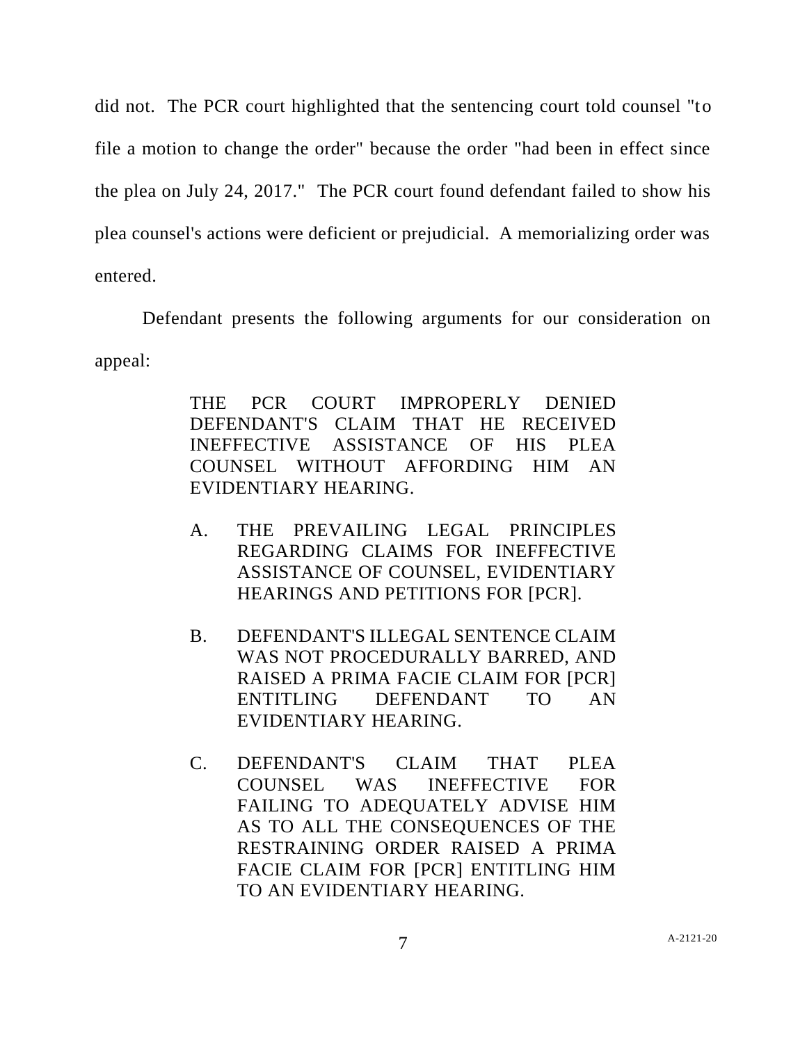did not. The PCR court highlighted that the sentencing court told counsel "to file a motion to change the order" because the order "had been in effect since the plea on July 24, 2017." The PCR court found defendant failed to show his plea counsel's actions were deficient or prejudicial. A memorializing order was entered.

Defendant presents the following arguments for our consideration on appeal:

> THE PCR COURT IMPROPERLY DENIED DEFENDANT'S CLAIM THAT HE RECEIVED INEFFECTIVE ASSISTANCE OF HIS PLEA COUNSEL WITHOUT AFFORDING HIM AN EVIDENTIARY HEARING.
>
> A. THE PREVAILING LEGAL PRINCIPLES REGARDING CLAIMS FOR INEFFECTIVE ASSISTANCE OF COUNSEL, EVIDENTIARY HEARINGS AND PETITIONS FOR [PCR].
>
> B. DEFENDANT'S ILLEGAL SENTENCE CLAIM WAS NOT PROCEDURALLY BARRED, AND RAISED A PRIMA FACIE CLAIM FOR [PCR] ENTITLING DEFENDANT TO AN EVIDENTIARY HEARING.
>
> C. DEFENDANT'S CLAIM THAT PLEA COUNSEL WAS INEFFECTIVE FOR FAILING TO ADEQUATELY ADVISE HIM AS TO ALL THE CONSEQUENCES OF THE RESTRAINING ORDER RAISED A PRIMA FACIE CLAIM FOR [PCR] ENTITLING HIM TO AN EVIDENTIARY HEARING.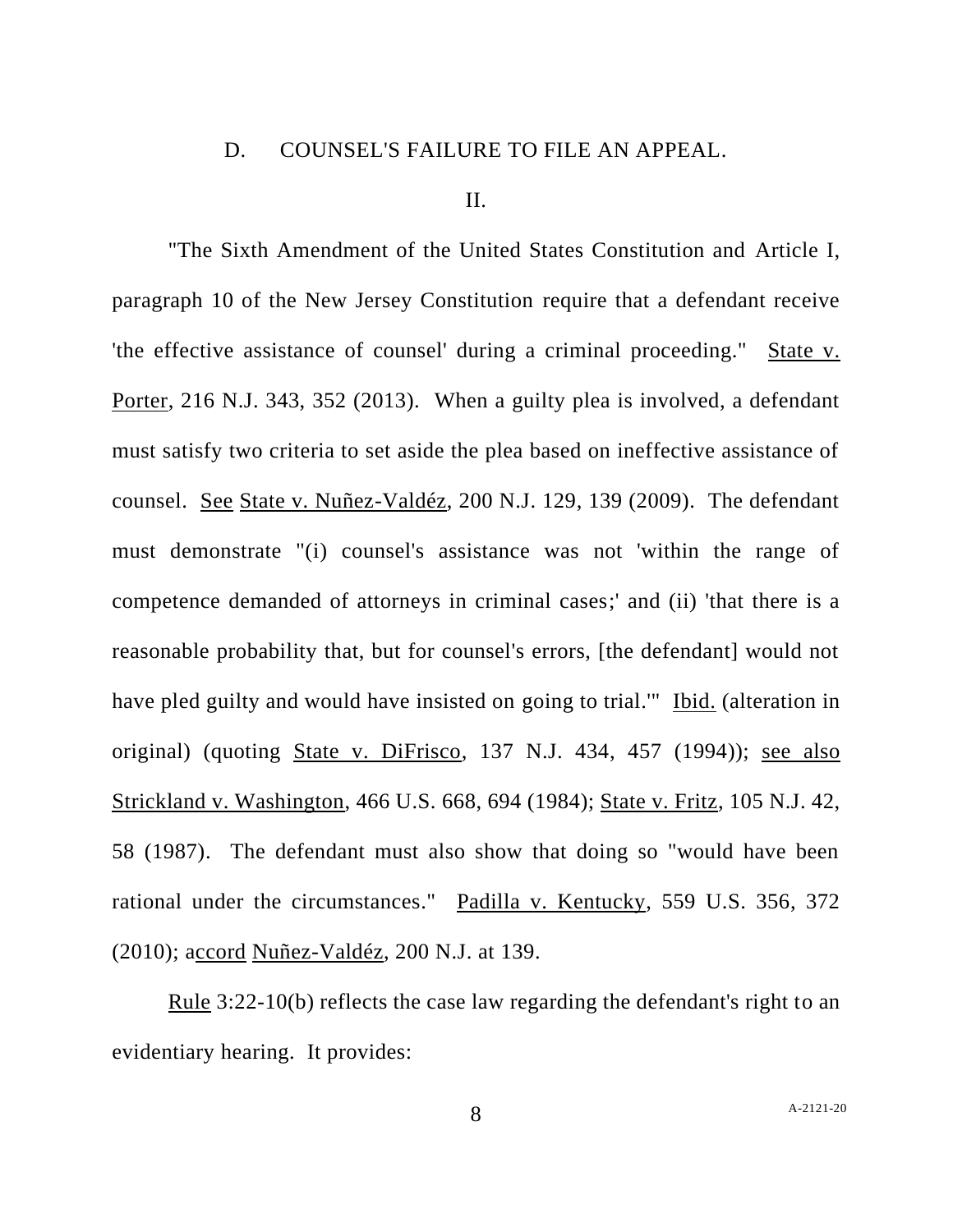D. COUNSEL'S FAILURE TO FILE AN APPEAL.

## II.

"The Sixth Amendment of the United States Constitution and Article I, paragraph 10 of the New Jersey Constitution require that a defendant receive 'the effective assistance of counsel' during a criminal proceeding." State v. Porter, 216 N.J. 343, 352 (2013). When a guilty plea is involved, a defendant must satisfy two criteria to set aside the plea based on ineffective assistance of counsel. See State v. Nuñez-Valdéz, 200 N.J. 129, 139 (2009). The defendant must demonstrate "(i) counsel's assistance was not 'within the range of competence demanded of attorneys in criminal cases;' and (ii) 'that there is a reasonable probability that, but for counsel's errors, [the defendant] would not have pled guilty and would have insisted on going to trial.'" Ibid. (alteration in original) (quoting State v. DiFrisco, 137 N.J. 434, 457 (1994)); see also Strickland v. Washington, 466 U.S. 668, 694 (1984); State v. Fritz, 105 N.J. 42, 58 (1987). The defendant must also show that doing so "would have been rational under the circumstances." Padilla v. Kentucky, 559 U.S. 356, 372 (2010); accord Nuñez-Valdéz, 200 N.J. at 139.

Rule 3:22-10(b) reflects the case law regarding the defendant's right to an evidentiary hearing. It provides: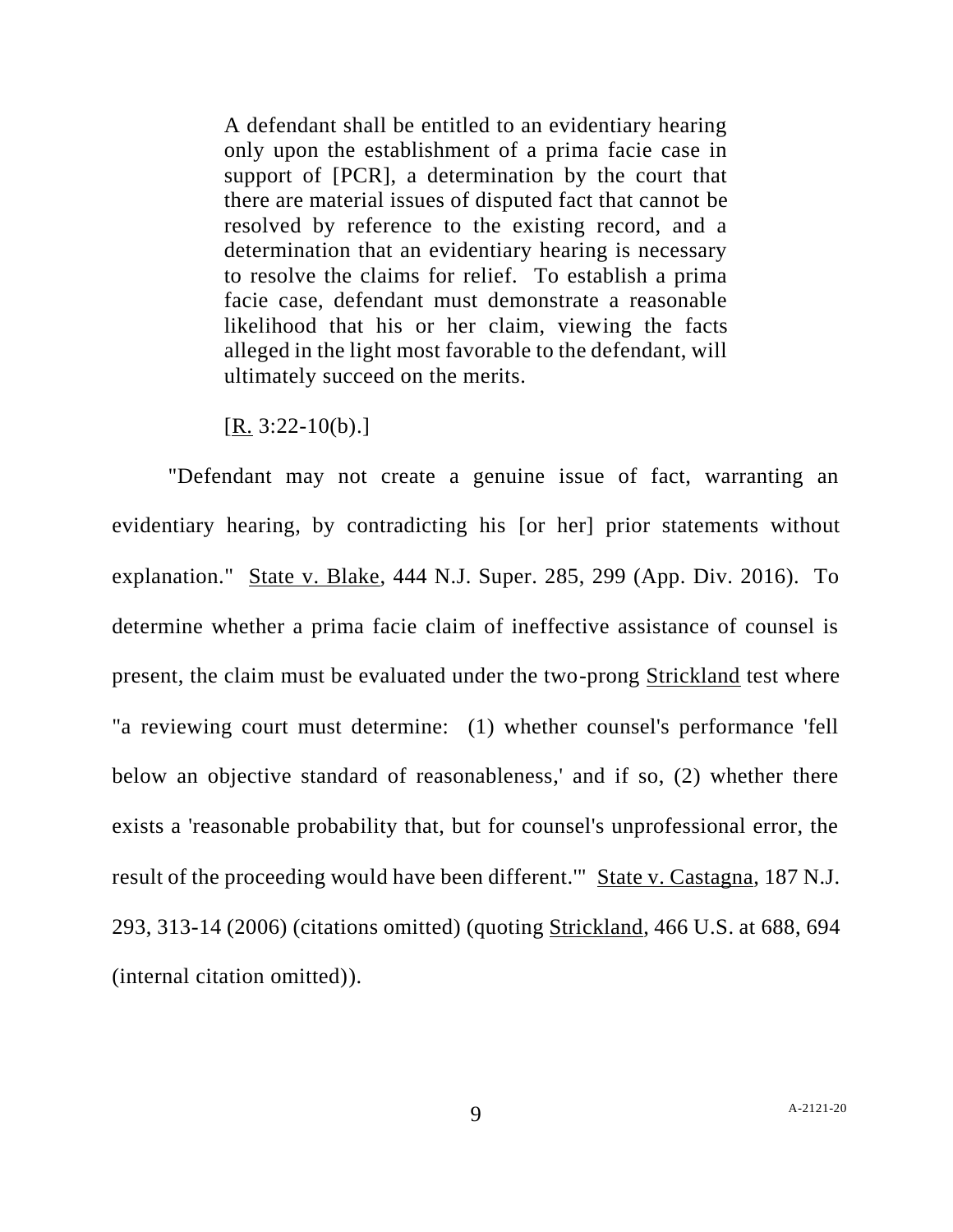> A defendant shall be entitled to an evidentiary hearing only upon the establishment of a prima facie case in support of [PCR], a determination by the court that there are material issues of disputed fact that cannot be resolved by reference to the existing record, and a determination that an evidentiary hearing is necessary to resolve the claims for relief. To establish a prima facie case, defendant must demonstrate a reasonable likelihood that his or her claim, viewing the facts alleged in the light most favorable to the defendant, will ultimately succeed on the merits.
>
> [R. 3:22-10(b).]

"Defendant may not create a genuine issue of fact, warranting an evidentiary hearing, by contradicting his [or her] prior statements without explanation." State v. Blake, 444 N.J. Super. 285, 299 (App. Div. 2016). To determine whether a prima facie claim of ineffective assistance of counsel is present, the claim must be evaluated under the two-prong Strickland test where "a reviewing court must determine: (1) whether counsel's performance 'fell below an objective standard of reasonableness,' and if so, (2) whether there exists a 'reasonable probability that, but for counsel's unprofessional error, the result of the proceeding would have been different.'" State v. Castagna, 187 N.J. 293, 313-14 (2006) (citations omitted) (quoting Strickland, 466 U.S. at 688, 694 (internal citation omitted)).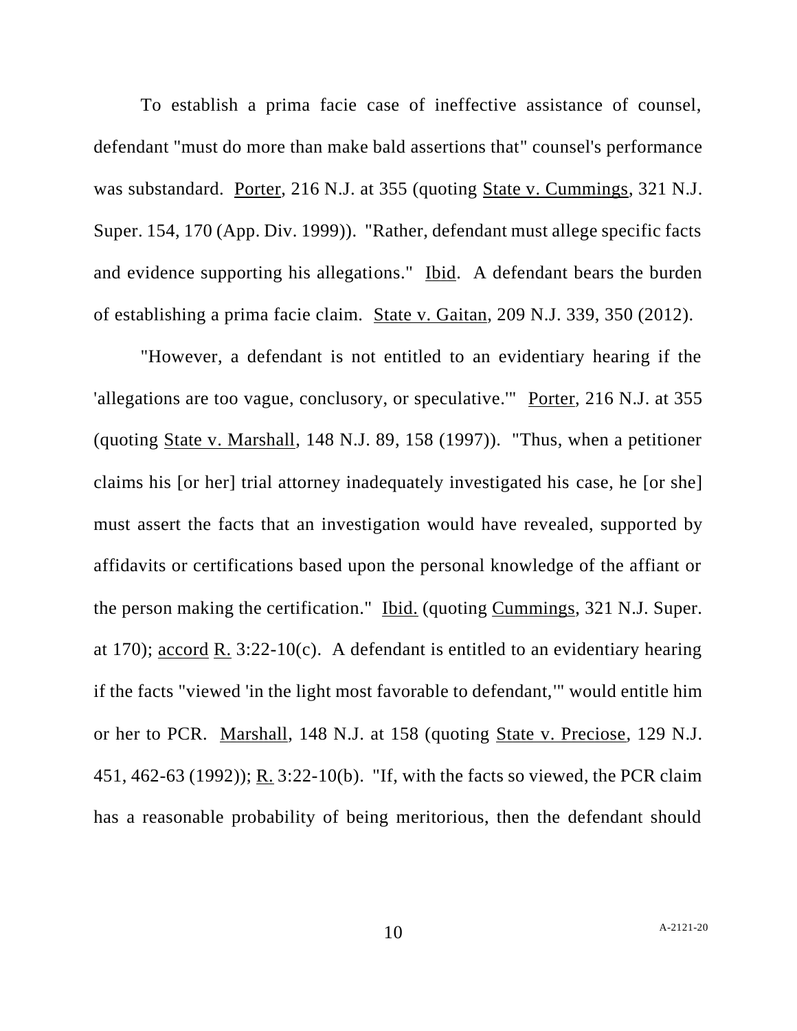To establish a prima facie case of ineffective assistance of counsel, defendant "must do more than make bald assertions that" counsel's performance was substandard. Porter, 216 N.J. at 355 (quoting State v. Cummings, 321 N.J. Super. 154, 170 (App. Div. 1999)). "Rather, defendant must allege specific facts and evidence supporting his allegations." Ibid. A defendant bears the burden of establishing a prima facie claim. State v. Gaitan, 209 N.J. 339, 350 (2012).

"However, a defendant is not entitled to an evidentiary hearing if the 'allegations are too vague, conclusory, or speculative.'" Porter, 216 N.J. at 355 (quoting State v. Marshall, 148 N.J. 89, 158 (1997)). "Thus, when a petitioner claims his [or her] trial attorney inadequately investigated his case, he [or she] must assert the facts that an investigation would have revealed, supported by affidavits or certifications based upon the personal knowledge of the affiant or the person making the certification." Ibid. (quoting Cummings, 321 N.J. Super. at 170); accord R. 3:22-10(c). A defendant is entitled to an evidentiary hearing if the facts "viewed 'in the light most favorable to defendant,'" would entitle him or her to PCR. Marshall, 148 N.J. at 158 (quoting State v. Preciose, 129 N.J. 451, 462-63 (1992)); R. 3:22-10(b). "If, with the facts so viewed, the PCR claim has a reasonable probability of being meritorious, then the defendant should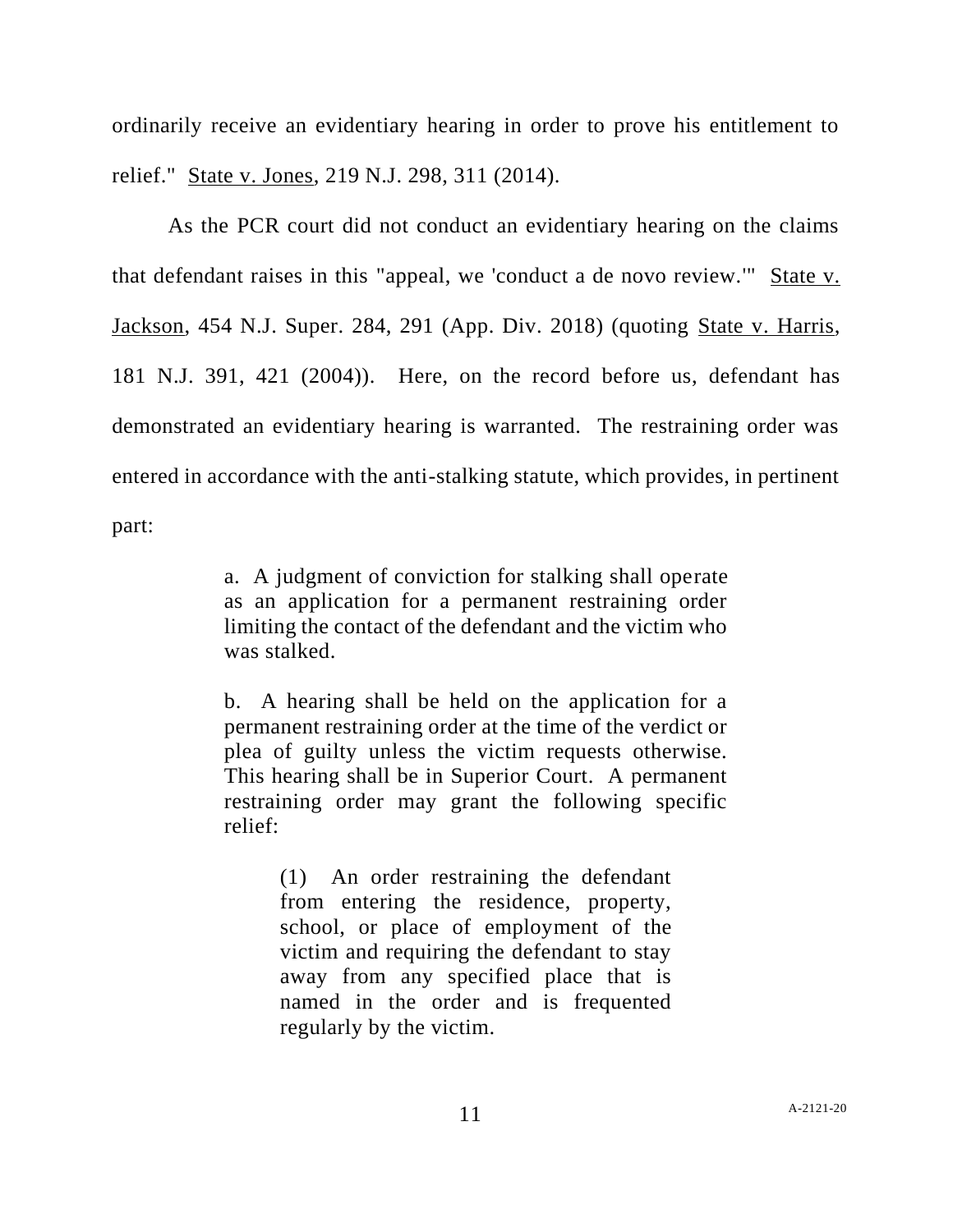ordinarily receive an evidentiary hearing in order to prove his entitlement to relief." State v. Jones, 219 N.J. 298, 311 (2014).

As the PCR court did not conduct an evidentiary hearing on the claims that defendant raises in this "appeal, we 'conduct a de novo review.'" State v. Jackson, 454 N.J. Super. 284, 291 (App. Div. 2018) (quoting State v. Harris, 181 N.J. 391, 421 (2004)). Here, on the record before us, defendant has demonstrated an evidentiary hearing is warranted. The restraining order was entered in accordance with the anti-stalking statute, which provides, in pertinent part:

> a. A judgment of conviction for stalking shall operate as an application for a permanent restraining order limiting the contact of the defendant and the victim who was stalked.
>
> b. A hearing shall be held on the application for a permanent restraining order at the time of the verdict or plea of guilty unless the victim requests otherwise. This hearing shall be in Superior Court. A permanent restraining order may grant the following specific relief:
>
> > (1) An order restraining the defendant from entering the residence, property, school, or place of employment of the victim and requiring the defendant to stay away from any specified place that is named in the order and is frequented regularly by the victim.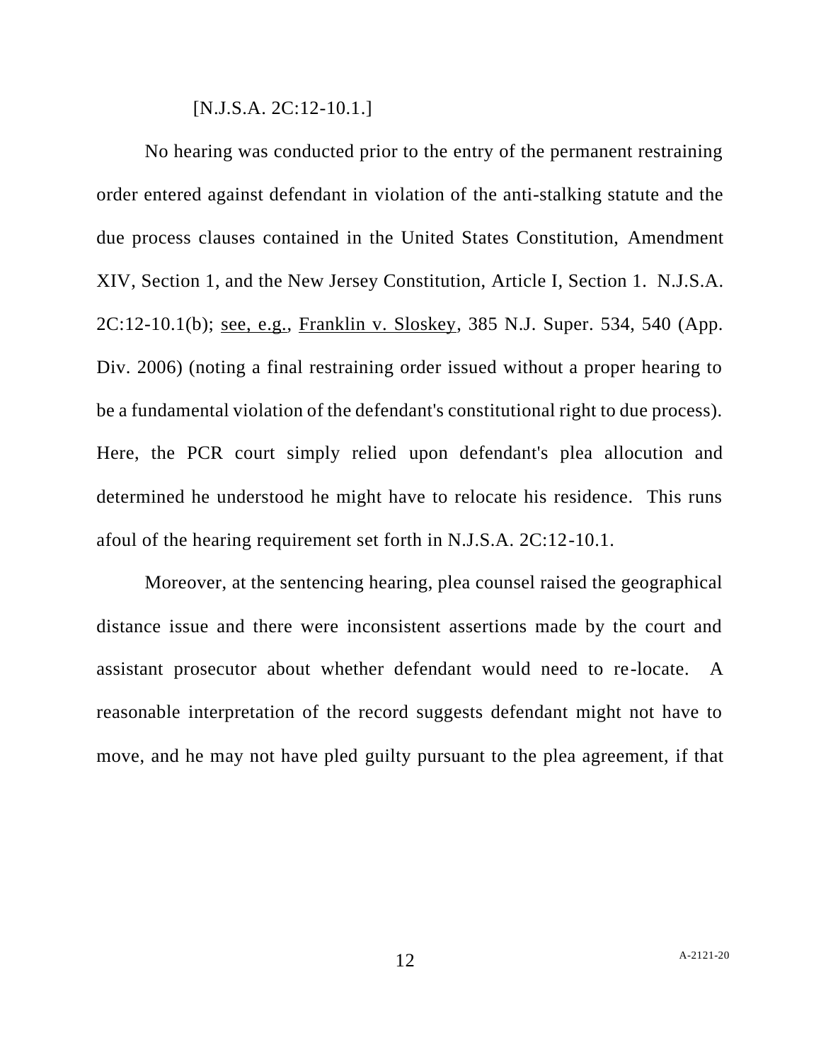[N.J.S.A. 2C:12-10.1.]

No hearing was conducted prior to the entry of the permanent restraining order entered against defendant in violation of the anti-stalking statute and the due process clauses contained in the United States Constitution, Amendment XIV, Section 1, and the New Jersey Constitution, Article I, Section 1. N.J.S.A. 2C:12-10.1(b); see, e.g., Franklin v. Sloskey, 385 N.J. Super. 534, 540 (App. Div. 2006) (noting a final restraining order issued without a proper hearing to be a fundamental violation of the defendant's constitutional right to due process). Here, the PCR court simply relied upon defendant's plea allocution and determined he understood he might have to relocate his residence. This runs afoul of the hearing requirement set forth in N.J.S.A. 2C:12-10.1.

Moreover, at the sentencing hearing, plea counsel raised the geographical distance issue and there were inconsistent assertions made by the court and assistant prosecutor about whether defendant would need to re-locate. A reasonable interpretation of the record suggests defendant might not have to move, and he may not have pled guilty pursuant to the plea agreement, if that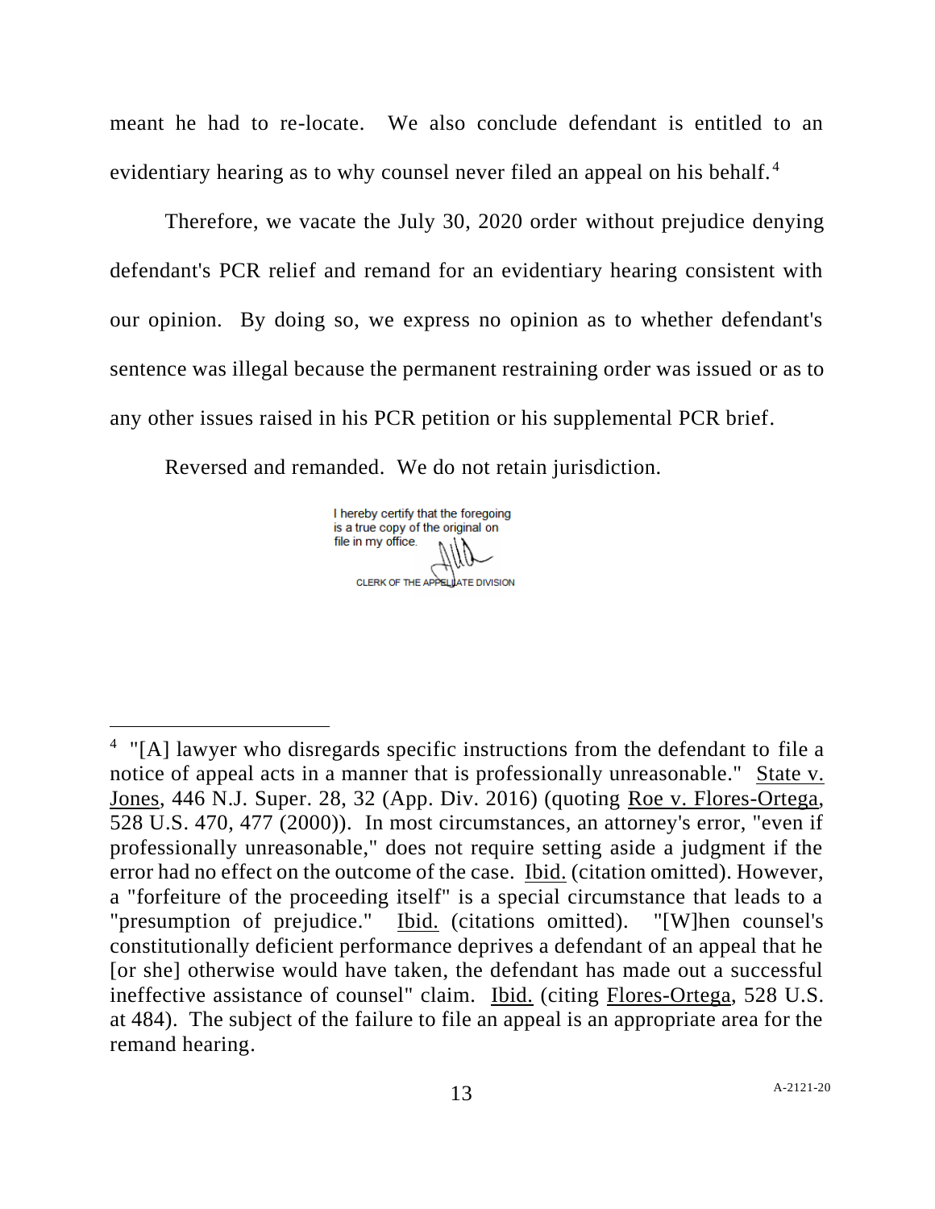meant he had to re-locate. We also conclude defendant is entitled to an evidentiary hearing as to why counsel never filed an appeal on his behalf.[4]

Therefore, we vacate the July 30, 2020 order without prejudice denying defendant's PCR relief and remand for an evidentiary hearing consistent with our opinion. By doing so, we express no opinion as to whether defendant's sentence was illegal because the permanent restraining order was issued or as to any other issues raised in his PCR petition or his supplemental PCR brief.

Reversed and remanded. We do not retain jurisdiction.

I hereby certify that the foregoing is a true copy of the original on file in my office.

CLERK OF THE APPELLATE DIVISION

---

[4] "[A] lawyer who disregards specific instructions from the defendant to file a notice of appeal acts in a manner that is professionally unreasonable." State v. Jones, 446 N.J. Super. 28, 32 (App. Div. 2016) (quoting Roe v. Flores-Ortega, 528 U.S. 470, 477 (2000)). In most circumstances, an attorney's error, "even if professionally unreasonable," does not require setting aside a judgment if the error had no effect on the outcome of the case. Ibid. (citation omitted). However, a "forfeiture of the proceeding itself" is a special circumstance that leads to a "presumption of prejudice." Ibid. (citations omitted). "[W]hen counsel's constitutionally deficient performance deprives a defendant of an appeal that he [or she] otherwise would have taken, the defendant has made out a successful ineffective assistance of counsel" claim. Ibid. (citing Flores-Ortega, 528 U.S. at 484). The subject of the failure to file an appeal is an appropriate area for the remand hearing.